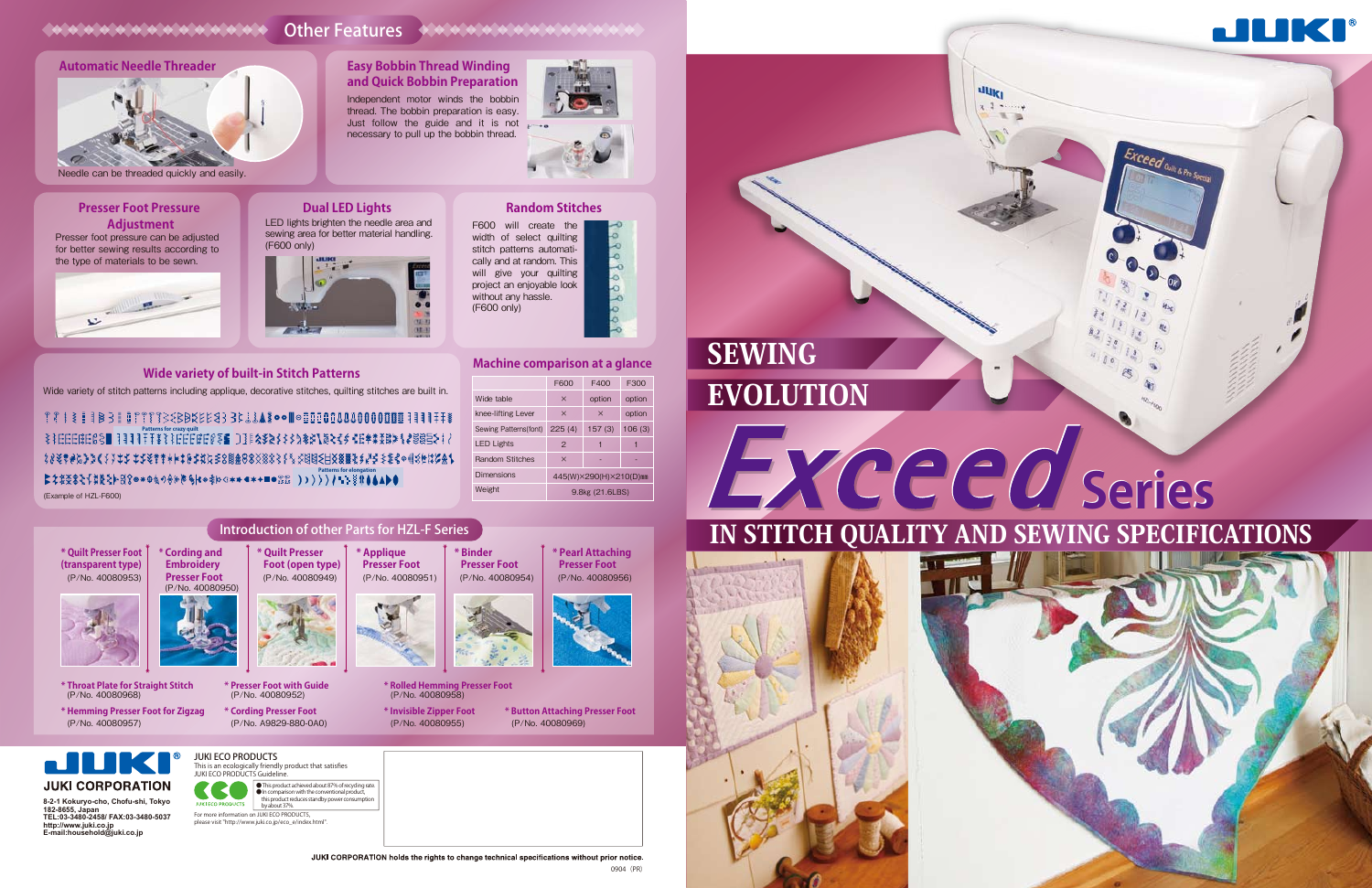## Other Features

### Automatic Needle Threader

Needle can be threaded quickly and easily.

### Easy Bobbin Thread Winding and Quick Bobbin Preparation

Independent motor winds the bobbin thread. The bobbin preparation is easy. Just follow the guide and it is not necessary to pull up the bobbin thread.

### Presser Foot Pressure Adjustment

Presser foot pressure can be adjusted for better sewing results according to the type of materials to be sewn.

### Dual LED Lights

LED lights brighten the needle area and sewing area for better material handling. (F600 only)

### Random Stitches

F600 will create the width of select quilting stitch patterns automatically and at random. This will give your quilting project an enjoyable look without any hassle. (F600 only)

### Wide variety of built-in Stitch Patterns

Wide variety of stitch patterns including applique, decorative stitches, quilting stitches are built in.

Patterns for crazy quilt

Patterns for elongation

(Example of HZL-F600)

### Machine comparison at a glance

| | F600 | F400 | F300 |
|---|---|---|---|
| Wide table | × | option | option |
| knee-lifting Lever | × | × | option |
| Sewing Patterns(font) | 225 (4) | 157 (3) | 106 (3) |
| LED Lights | 2 | 1 | 1 |
| Random Stitches | × | - | - |
| Dimensions | 445(W)×290(H)×210(D)mm | | |
| Weight | 9.8kg (21.6LBS) | | |

## Introduction of other Parts for HZL-F Series

- * Quilt Presser Foot (transparent type) (P/No. 40080953)
- * Cording and Embroidery Presser Foot (P/No. 40080950)
- * Quilt Presser Foot (open type) (P/No. 40080949)
- * Applique Presser Foot (P/No. 40080951)
- * Binder Presser Foot (P/No. 40080954)
- * Pearl Attaching Presser Foot (P/No. 40080956)
- * Throat Plate for Straight Stitch (P/No. 40080968)
- * Presser Foot with Guide (P/No. 40080952)
- * Rolled Hemming Presser Foot (P/No. 40080958)
- * Hemming Presser Foot for Zigzag (P/No. 40080957)
- * Cording Presser Foot (P/No. A9829-880-0A0)
- * Invisible Zipper Foot (P/No. 40080955)
- * Button Attaching Presser Foot (P/No. 40080969)

**JUKI CORPORATION**

8-2-1 Kokuryo-cho, Chofu-shi, Tokyo 182-8655, Japan
TEL:03-3480-2458/ FAX:03-3480-5037
http://www.juki.co.jp
E-mail:household@juki.co.jp

JUKI ECO PRODUCTS
This is an ecologically friendly product that satisfies JUKI ECO PRODUCTS Guideline.

- This product achieved about 87% of recycling rate.
- In comparison with the conventional product, this product reduces standby power consumption by about 37%.

For more information on JUKI ECO PRODUCTS, please visit "http://www.juki.co.jp/eco_e/index.html".

JUKI CORPORATION holds the rights to change technical specifications without prior notice.

0904 (PR)

# SEWING EVOLUTION

# Exceed Series

## IN STITCH QUALITY AND SEWING SPECIFICATIONS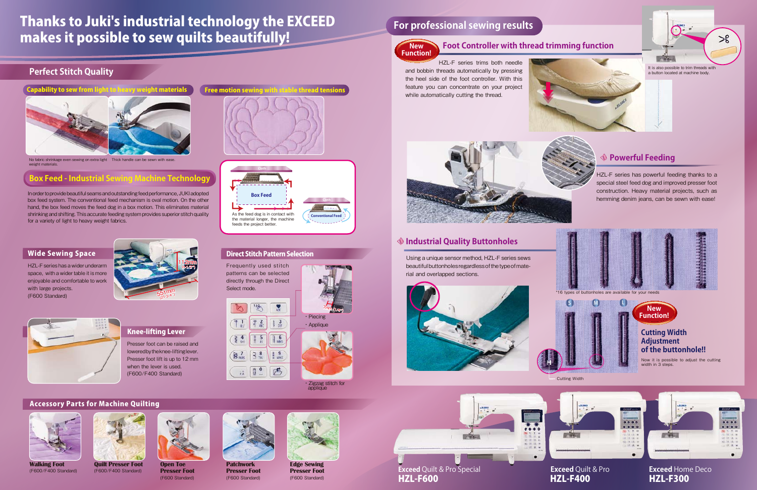# Thanks to Juki's industrial technology the EXCEED makes it possible to sew quilts beautifully!

## Perfect Stitch Quality

### Capability to sew from light to heavy weight materials

No fabric shrinkage even sewing on extra light weight materials.

Thick handle can be sewn with ease.

### Free motion sewing with stable thread tensions

### Box Feed - Industrial Sewing Machine Technology

In order to provide beautiful seams and outstanding feed performance, JUKI adopted box feed system. The conventional feed mechanism is oval motion. On the other hand, the box feed moves the feed dog in a box motion. This eliminates material shrinking and shifting. This accurate feeding system provides superior stitch quality for a variety of light to heavy weight fabrics.

Cloth

Box Feed

As the feed dog is in contact with the material longer, the machine feeds the project better.

Cloth

Conventional Feed

### Wide Sewing Space

HZL-F series has a wider underarm space, with a wider table it is more enjoyable and comfortable to work with large projects.
(F600 Standard)

112mm (4-1/2")

551mm (21-3/4")

### Direct Stitch Pattern Selection

Frequently used stitch patterns can be selected directly through the Direct Select mode.

7mm (1/4")

- Piecing
- Applique
- Zigzag stitch for applique

### Knee-lifting Lever

Presser foot can be raised and lowered by the knee-lifting lever. Presser foot lift is up to 12 mm when the lever is used.
(F600/F400 Standard)

### Accessory Parts for Machine Quilting

**Walking Foot**
(F600/F400 Standard)

**Quilt Presser Foot**
(F600/F400 Standard)

**Open Toe Presser Foot**
(F600 Standard)

**Patchwork Presser Foot**
(F600 Standard)

**Edge Sewing Presser Foot**
(F600 Standard)

## For professional sewing results

### New Function! Foot Controller with thread trimming function

HZL-F series trims both needle and bobbin threads automatically by pressing the heel side of the foot controller. With this feature you can concentrate on your project while automatically cutting the thread.

It is also possible to trim threads with a button located at machine body.

### Powerful Feeding

HZL-F series has powerful feeding thanks to a special steel feed dog and improved presser foot construction. Heavy material projects, such as hemming denim jeans, can be sewn with ease!

### Industrial Quality Buttonholes

Using a unique sensor method, HZL-F series sews beautiful buttonholes regardless of the type of material and overlapped sections.

*16 types of buttonholes are available for your needs

S M L

H

Cutting Width

### New Function! Cutting Width Adjustment of the buttonhole!!

Now it is possible to adjust the cutting width in 3 steps.

**Exceed** Quilt & Pro Special
**HZL-F600**

**Exceed** Quilt & Pro
**HZL-F400**

**Exceed** Home Deco
**HZL-F300**